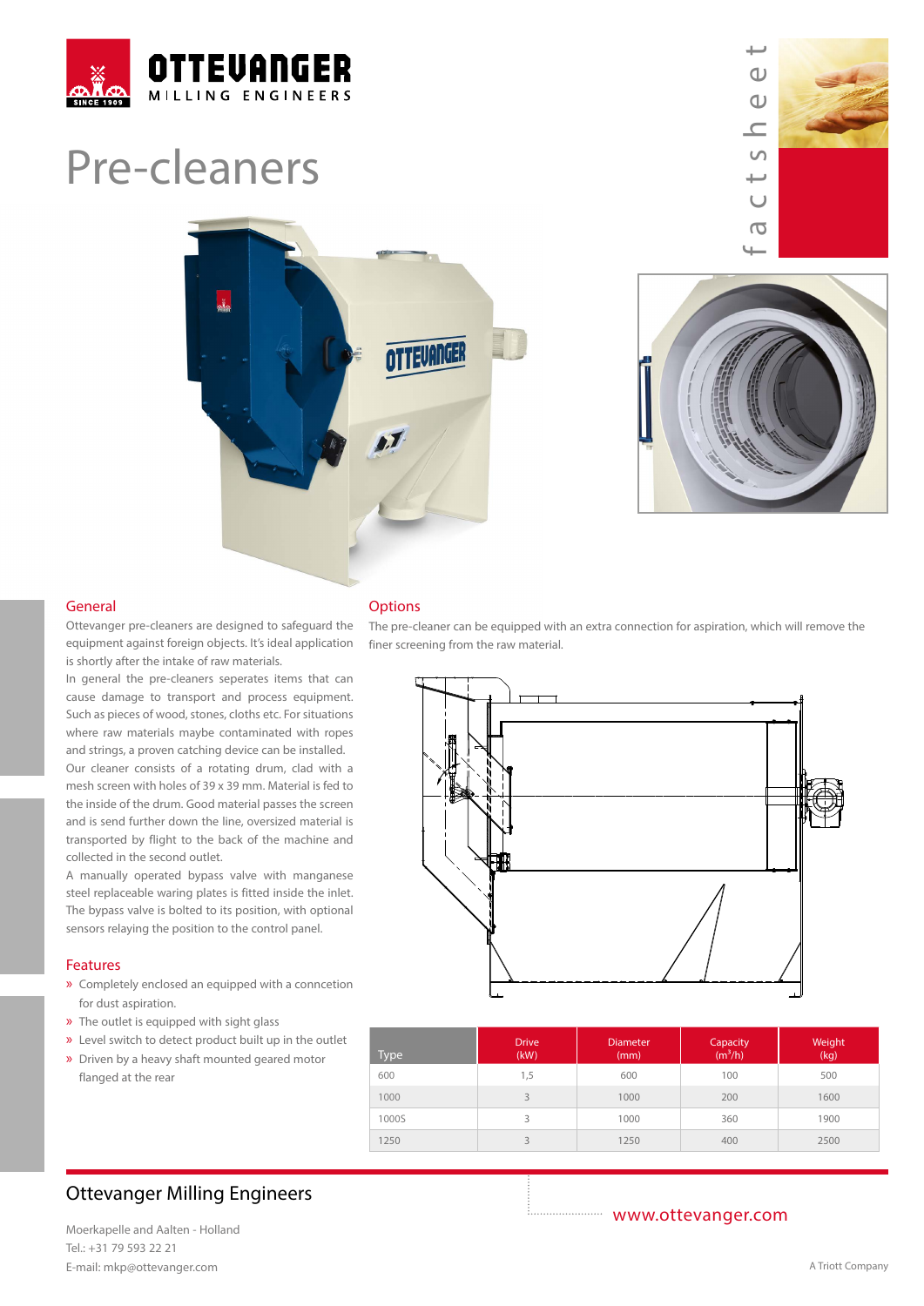# Pre-cleaners

## General

Ottevanger pre-cleaners are designed to safeguard the equipment against foreign objects. It's ideal application is shortly after the intake of raw materials.

In general the pre-cleaners seperates items that can cause damage to transport and process equipment. Such as pieces of wood, stones, cloths etc. For situations where raw materials maybe contaminated with ropes and strings, a proven catching device can be installed.

Our cleaner consists of a rotating drum, clad with a mesh screen with holes of 39 x 39 mm. Material is fed to the inside of the drum. Good material passes the screen and is send further down the line, oversized material is transported by flight to the back of the machine and collected in the second outlet.

A manually operated bypass valve with manganese steel replaceable waring plates is fitted inside the inlet. The bypass valve is bolted to its position, with optional sensors relaying the position to the control panel.

## Features

- Completely enclosed an equipped with a conncetion for dust aspiration.
- The outlet is equipped with sight glass
- Level switch to detect product built up in the outlet
- Driven by a heavy shaft mounted geared motor flanged at the rear

## Options

The pre-cleaner can be equipped with an extra connection for aspiration, which will remove the finer screening from the raw material.

| Type | Drive (kW) | Diameter (mm) | Capacity ($m^3$/h) | Weight (kg) |
|---|---|---|---|---|
| 600 | 1,5 | 600 | 100 | 500 |
| 1000 | 3 | 1000 | 200 | 1600 |
| 1000S | 3 | 1000 | 360 | 1900 |
| 1250 | 3 | 1250 | 400 | 2500 |

## Ottevanger Milling Engineers

Moerkapelle and Aalten - Holland
Tel.: +31 79 593 22 21
E-mail: mkp@ottevanger.com

www.ottevanger.com

A Triott Company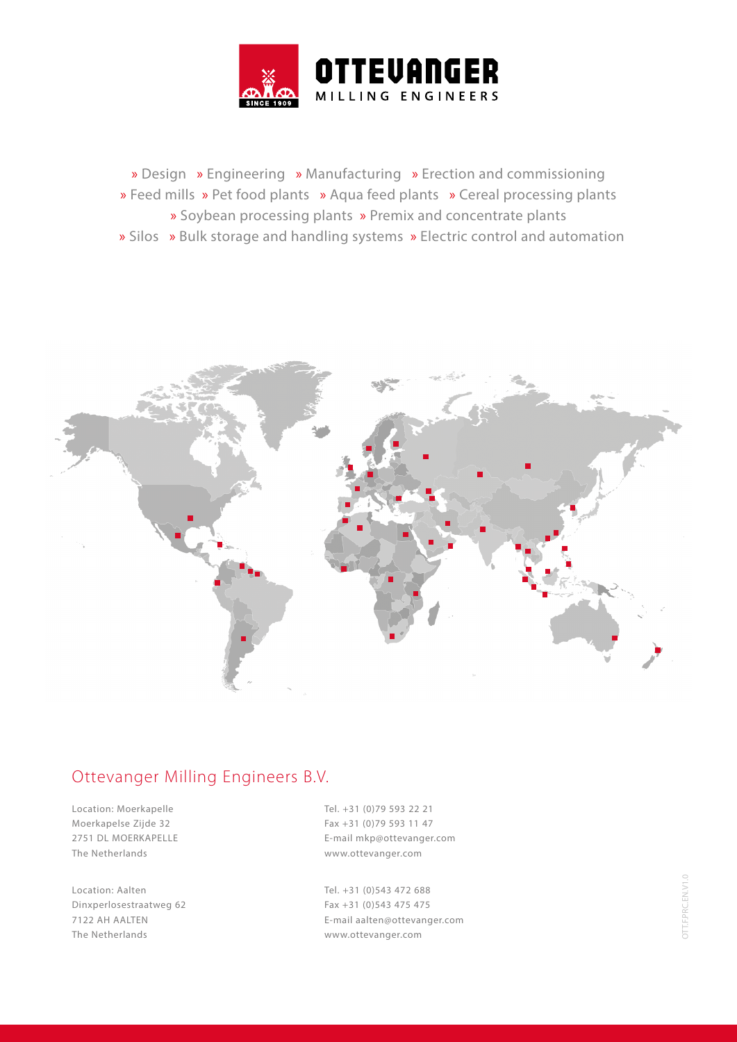OTTEVANGER
MILLING ENGINEERS
SINCE 1909

» Design » Engineering » Manufacturing » Erection and commissioning
» Feed mills » Pet food plants » Aqua feed plants » Cereal processing plants
» Soybean processing plants » Premix and concentrate plants
» Silos » Bulk storage and handling systems » Electric control and automation

## Ottevanger Milling Engineers B.V.

Location: Moerkapelle
Moerkapelse Zijde 32
2751 DL MOERKAPELLE
The Netherlands

Tel. +31 (0)79 593 22 21
Fax +31 (0)79 593 11 47
E-mail mkp@ottevanger.com
www.ottevanger.com

Location: Aalten
Dinxperlosestraatweg 62
7122 AH AALTEN
The Netherlands

Tel. +31 (0)543 472 688
Fax +31 (0)543 475 475
E-mail aalten@ottevanger.com
www.ottevanger.com

OTT.F.PRC.EN.V1.0